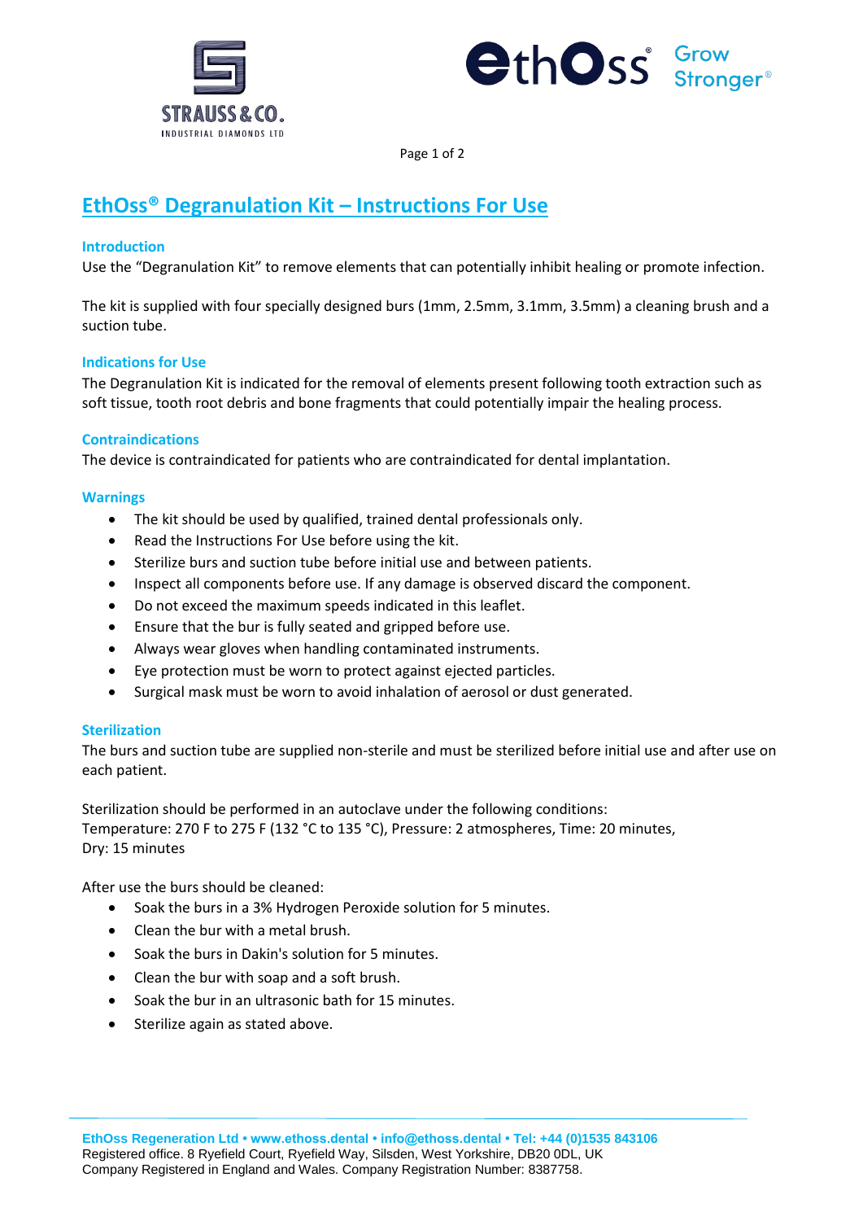# EthOss® Degranulation Kit – Instructions For Use

## Introduction

Use the "Degranulation Kit" to remove elements that can potentially inhibit healing or promote infection.

The kit is supplied with four specially designed burs (1mm, 2.5mm, 3.1mm, 3.5mm) a cleaning brush and a suction tube.

## Indications for Use

The Degranulation Kit is indicated for the removal of elements present following tooth extraction such as soft tissue, tooth root debris and bone fragments that could potentially impair the healing process.

## Contraindications

The device is contraindicated for patients who are contraindicated for dental implantation.

## Warnings

- The kit should be used by qualified, trained dental professionals only.
- Read the Instructions For Use before using the kit.
- Sterilize burs and suction tube before initial use and between patients.
- Inspect all components before use. If any damage is observed discard the component.
- Do not exceed the maximum speeds indicated in this leaflet.
- Ensure that the bur is fully seated and gripped before use.
- Always wear gloves when handling contaminated instruments.
- Eye protection must be worn to protect against ejected particles.
- Surgical mask must be worn to avoid inhalation of aerosol or dust generated.

## Sterilization

The burs and suction tube are supplied non-sterile and must be sterilized before initial use and after use on each patient.

Sterilization should be performed in an autoclave under the following conditions:
Temperature: 270 F to 275 F (132 °C to 135 °C), Pressure: 2 atmospheres, Time: 20 minutes,
Dry: 15 minutes

After use the burs should be cleaned:

- Soak the burs in a 3% Hydrogen Peroxide solution for 5 minutes.
- Clean the bur with a metal brush.
- Soak the burs in Dakin's solution for 5 minutes.
- Clean the bur with soap and a soft brush.
- Soak the bur in an ultrasonic bath for 15 minutes.
- Sterilize again as stated above.

**EthOss Regeneration Ltd • www.ethoss.dental • info@ethoss.dental • Tel: +44 (0)1535 843106**
Registered office. 8 Ryefield Court, Ryefield Way, Silsden, West Yorkshire, DB20 0DL, UK
Company Registered in England and Wales. Company Registration Number: 8387758.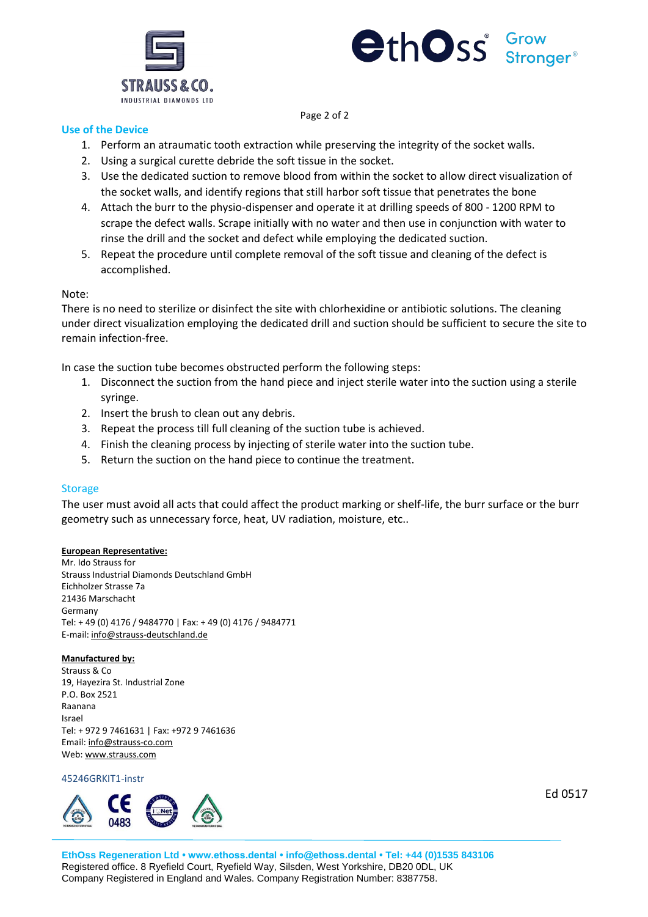## Use of the Device

1. Perform an atraumatic tooth extraction while preserving the integrity of the socket walls.
2. Using a surgical curette debride the soft tissue in the socket.
3. Use the dedicated suction to remove blood from within the socket to allow direct visualization of the socket walls, and identify regions that still harbor soft tissue that penetrates the bone
4. Attach the burr to the physio-dispenser and operate it at drilling speeds of 800 - 1200 RPM to scrape the defect walls. Scrape initially with no water and then use in conjunction with water to rinse the drill and the socket and defect while employing the dedicated suction.
5. Repeat the procedure until complete removal of the soft tissue and cleaning of the defect is accomplished.

Note:
There is no need to sterilize or disinfect the site with chlorhexidine or antibiotic solutions. The cleaning under direct visualization employing the dedicated drill and suction should be sufficient to secure the site to remain infection-free.

In case the suction tube becomes obstructed perform the following steps:

1. Disconnect the suction from the hand piece and inject sterile water into the suction using a sterile syringe.
2. Insert the brush to clean out any debris.
3. Repeat the process till full cleaning of the suction tube is achieved.
4. Finish the cleaning process by injecting of sterile water into the suction tube.
5. Return the suction on the hand piece to continue the treatment.

## Storage

The user must avoid all acts that could affect the product marking or shelf-life, the burr surface or the burr geometry such as unnecessary force, heat, UV radiation, moisture, etc..

**European Representative:**
Mr. Ido Strauss for
Strauss Industrial Diamonds Deutschland GmbH
Eichholzer Strasse 7a
21436 Marschacht
Germany
Tel: + 49 (0) 4176 / 9484770 | Fax: + 49 (0) 4176 / 9484771
E-mail: info@strauss-deutschland.de

**Manufactured by:**
Strauss & Co
19, Hayezira St. Industrial Zone
P.O. Box 2521
Raanana
Israel
Tel: + 972 9 7461631 | Fax: +972 9 7461636
Email: info@strauss-co.com
Web: www.strauss.com

45246GRKIT1-instr

CE 0483

Ed 0517

**EthOss Regeneration Ltd • www.ethoss.dental • info@ethoss.dental • Tel: +44 (0)1535 843106**
Registered office. 8 Ryefield Court, Ryefield Way, Silsden, West Yorkshire, DB20 0DL, UK
Company Registered in England and Wales. Company Registration Number: 8387758.